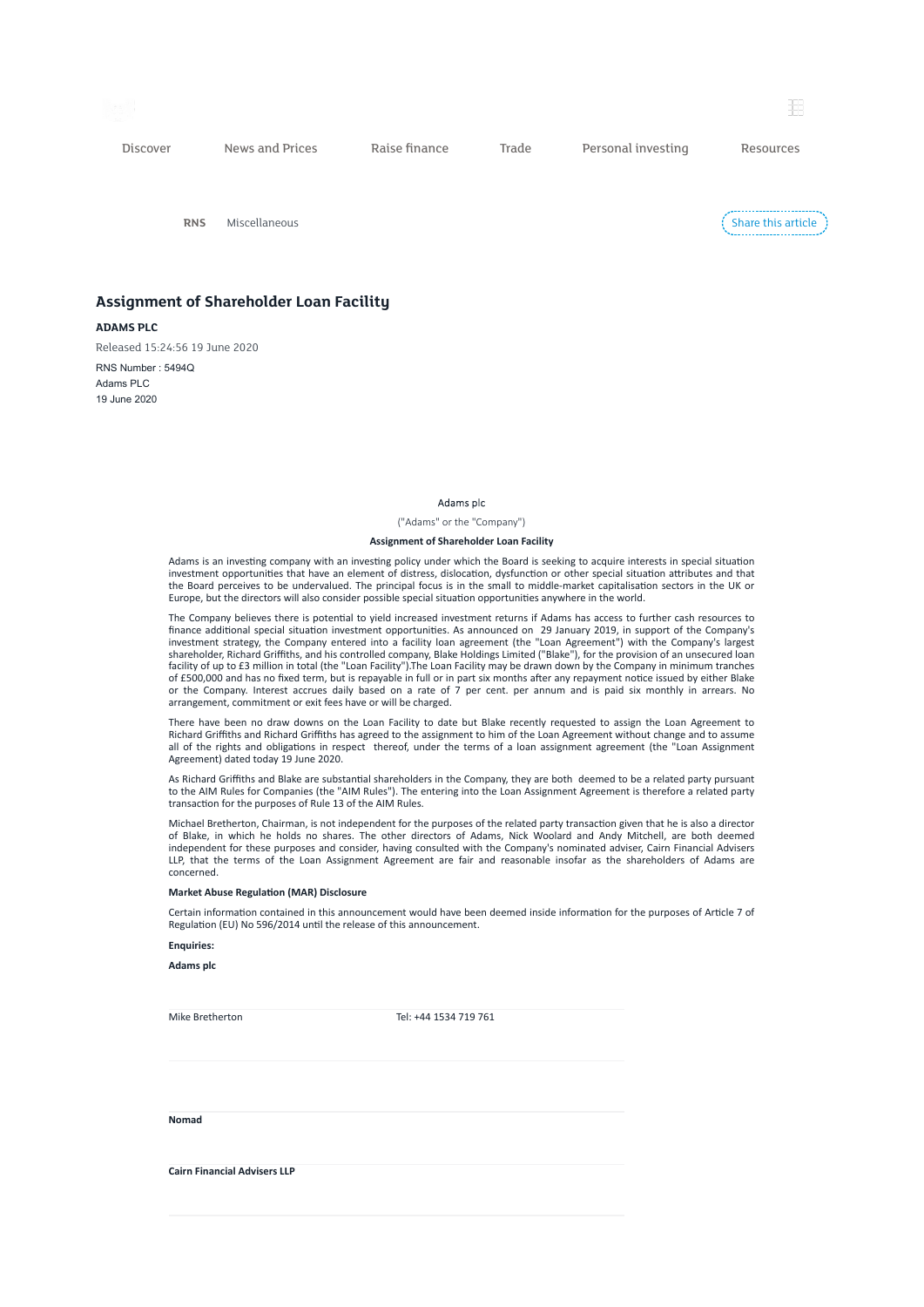Discover News and Prices Raise finance Trade Personal investing Resources

RNS Miscellaneous

Share this article

# Assignment of Shareholder Loan Facility

**ADAMS PLC**

Released 15:24:56 19 June 2020

RNS Number : 5494Q
Adams PLC
19 June 2020

Adams plc

("Adams" or the "Company")

**Assignment of Shareholder Loan Facility**

Adams is an investing company with an investing policy under which the Board is seeking to acquire interests in special situation investment opportunities that have an element of distress, dislocation, dysfunction or other special situation attributes and that the Board perceives to be undervalued. The principal focus is in the small to middle-market capitalisation sectors in the UK or Europe, but the directors will also consider possible special situation opportunities anywhere in the world.

The Company believes there is potential to yield increased investment returns if Adams has access to further cash resources to finance additional special situation investment opportunities. As announced on 29 January 2019, in support of the Company's investment strategy, the Company entered into a facility loan agreement (the "Loan Agreement") with the Company's largest shareholder, Richard Griffiths, and his controlled company, Blake Holdings Limited ("Blake"), for the provision of an unsecured loan facility of up to £3 million in total (the "Loan Facility").The Loan Facility may be drawn down by the Company in minimum tranches of £500,000 and has no fixed term, but is repayable in full or in part six months after any repayment notice issued by either Blake or the Company. Interest accrues daily based on a rate of 7 per cent. per annum and is paid six monthly in arrears. No arrangement, commitment or exit fees have or will be charged.

There have been no draw downs on the Loan Facility to date but Blake recently requested to assign the Loan Agreement to Richard Griffiths and Richard Griffiths has agreed to the assignment to him of the Loan Agreement without change and to assume all of the rights and obligations in respect thereof, under the terms of a loan assignment agreement (the "Loan Assignment Agreement) dated today 19 June 2020.

As Richard Griffiths and Blake are substantial shareholders in the Company, they are both deemed to be a related party pursuant to the AIM Rules for Companies (the "AIM Rules"). The entering into the Loan Assignment Agreement is therefore a related party transaction for the purposes of Rule 13 of the AIM Rules.

Michael Bretherton, Chairman, is not independent for the purposes of the related party transaction given that he is also a director of Blake, in which he holds no shares. The other directors of Adams, Nick Woolard and Andy Mitchell, are both deemed independent for these purposes and consider, having consulted with the Company's nominated adviser, Cairn Financial Advisers LLP, that the terms of the Loan Assignment Agreement are fair and reasonable insofar as the shareholders of Adams are concerned.

**Market Abuse Regulation (MAR) Disclosure**

Certain information contained in this announcement would have been deemed inside information for the purposes of Article 7 of Regulation (EU) No 596/2014 until the release of this announcement.

**Enquiries:**

**Adams plc**

| | |
|---|---|
| Mike Bretherton | Tel: +44 1534 719 761 |
| | |
| **Nomad** | |
| **Cairn Financial Advisers LLP** | |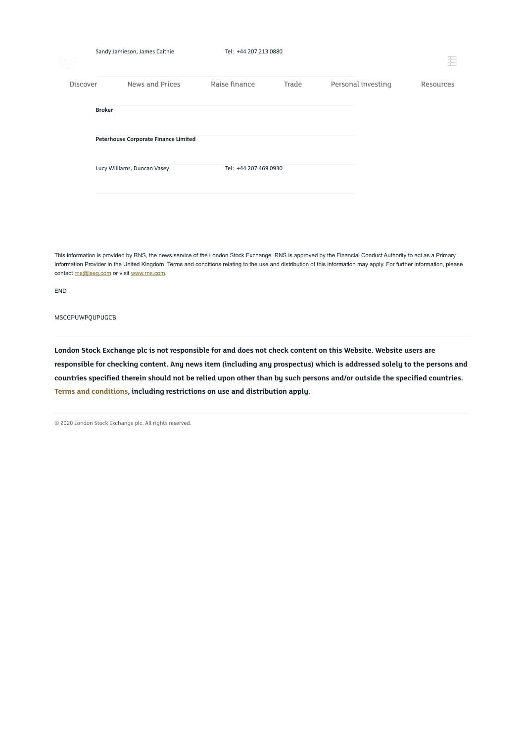| | |
|---|---|
| Sandy Jamieson, James Caithie | Tel: +44 207 213 0880 |
| **Broker** | |
| **Peterhouse Corporate Finance Limited** | |
| Lucy Williams, Duncan Vasey | Tel: +44 207 469 0930 |

This information is provided by RNS, the news service of the London Stock Exchange. RNS is approved by the Financial Conduct Authority to act as a Primary Information Provider in the United Kingdom. Terms and conditions relating to the use and distribution of this information may apply. For further information, please contact rns@lseg.com or visit www.rns.com.

END

MSCGPUWPQUPUGCB

**London Stock Exchange plc is not responsible for and does not check content on this Website. Website users are responsible for checking content. Any news item (including any prospectus) which is addressed solely to the persons and countries specified therein should not be relied upon other than by such persons and/or outside the specified countries. Terms and conditions, including restrictions on use and distribution apply.**

© 2020 London Stock Exchange plc. All rights reserved.